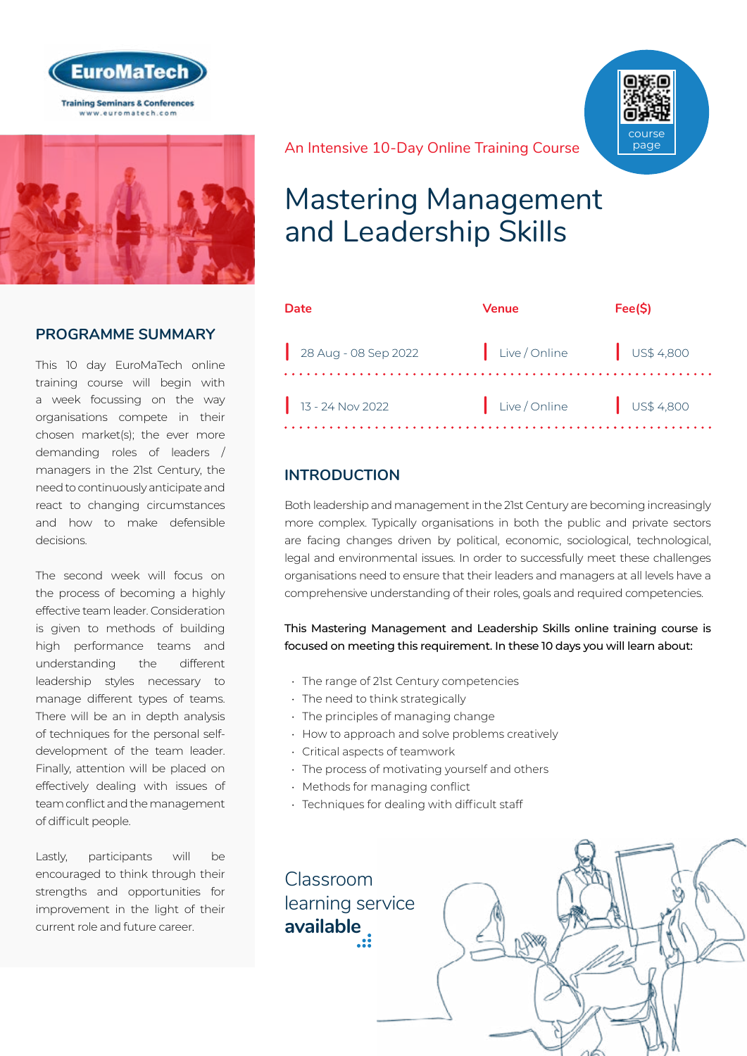EuroMaTech

Training Seminars & Conferences
www.euromatech.com

An Intensive 10-Day Online Training Course

course page

# Mastering Management and Leadership Skills

| Date | Venue | Fee($) |
|---|---|---|
| 28 Aug - 08 Sep 2022 | Live / Online | US$ 4,800 |
| 13 - 24 Nov 2022 | Live / Online | US$ 4,800 |

## PROGRAMME SUMMARY

This 10 day EuroMaTech online training course will begin with a week focussing on the way organisations compete in their chosen market(s); the ever more demanding roles of leaders / managers in the 21st Century, the need to continuously anticipate and react to changing circumstances and how to make defensible decisions.

The second week will focus on the process of becoming a highly effective team leader. Consideration is given to methods of building high performance teams and understanding the different leadership styles necessary to manage different types of teams. There will be an in depth analysis of techniques for the personal self-development of the team leader. Finally, attention will be placed on effectively dealing with issues of team conflict and the management of difficult people.

Lastly, participants will be encouraged to think through their strengths and opportunities for improvement in the light of their current role and future career.

## INTRODUCTION

Both leadership and management in the 21st Century are becoming increasingly more complex. Typically organisations in both the public and private sectors are facing changes driven by political, economic, sociological, technological, legal and environmental issues. In order to successfully meet these challenges organisations need to ensure that their leaders and managers at all levels have a comprehensive understanding of their roles, goals and required competencies.

**This Mastering Management and Leadership Skills online training course is focused on meeting this requirement. In these 10 days you will learn about:**

- The range of 21st Century competencies
- The need to think strategically
- The principles of managing change
- How to approach and solve problems creatively
- Critical aspects of teamwork
- The process of motivating yourself and others
- Methods for managing conflict
- Techniques for dealing with difficult staff

Classroom learning service **available**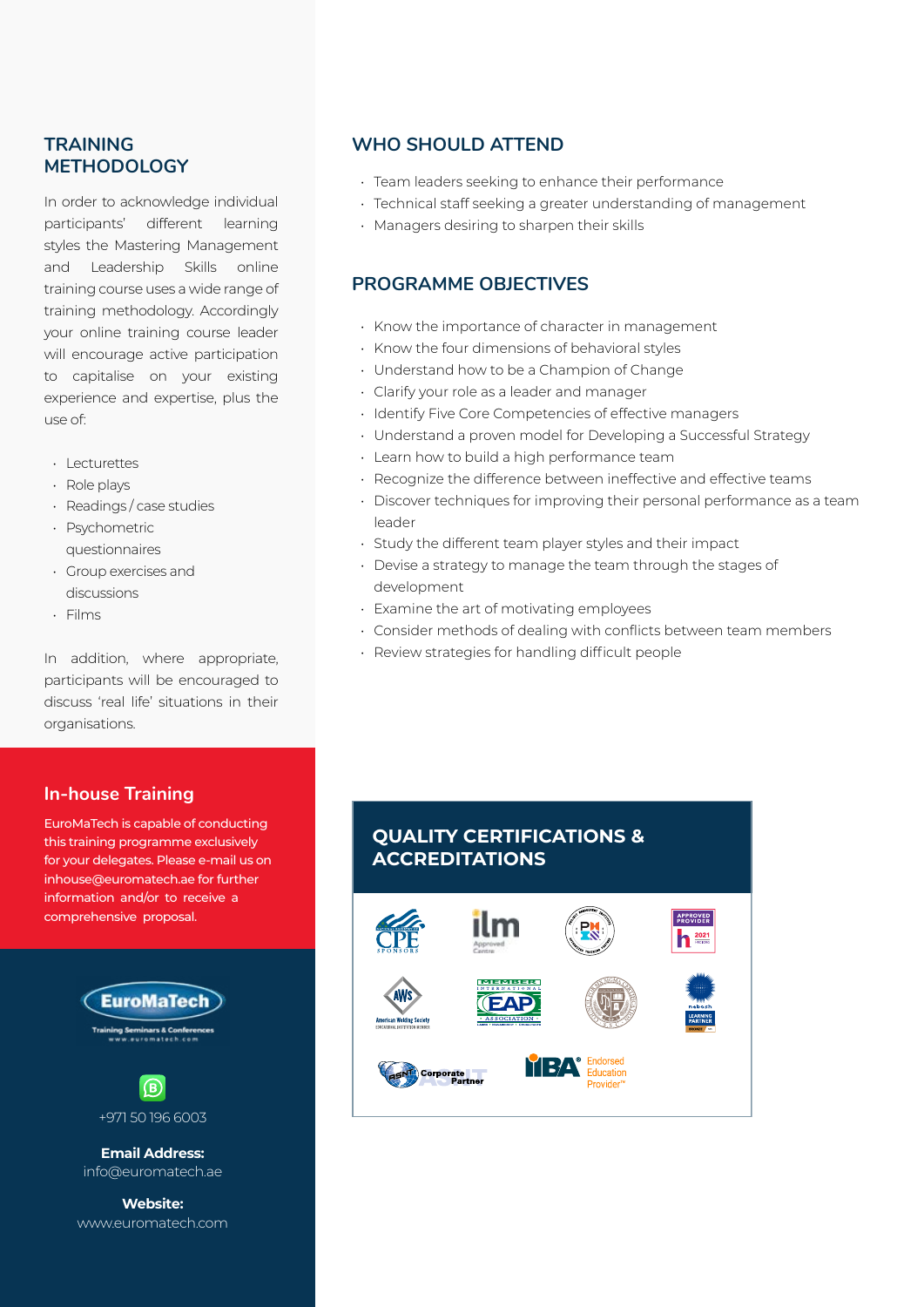## TRAINING METHODOLOGY

In order to acknowledge individual participants' different learning styles the Mastering Management and Leadership Skills online training course uses a wide range of training methodology. Accordingly your online training course leader will encourage active participation to capitalise on your existing experience and expertise, plus the use of:

- Lecturettes
- Role plays
- Readings / case studies
- Psychometric questionnaires
- Group exercises and discussions
- Films

In addition, where appropriate, participants will be encouraged to discuss 'real life' situations in their organisations.

## In-house Training

EuroMaTech is capable of conducting this training programme exclusively for your delegates. Please e-mail us on inhouse@euromatech.ae for further information and/or to receive a comprehensive proposal.

EuroMaTech Training Seminars & Conferences
www.euromatech.com

+971 50 196 6003

**Email Address:**
info@euromatech.ae

**Website:**
www.euromatech.com

## WHO SHOULD ATTEND

- Team leaders seeking to enhance their performance
- Technical staff seeking a greater understanding of management
- Managers desiring to sharpen their skills

## PROGRAMME OBJECTIVES

- Know the importance of character in management
- Know the four dimensions of behavioral styles
- Understand how to be a Champion of Change
- Clarify your role as a leader and manager
- Identify Five Core Competencies of effective managers
- Understand a proven model for Developing a Successful Strategy
- Learn how to build a high performance team
- Recognize the difference between ineffective and effective teams
- Discover techniques for improving their personal performance as a team leader
- Study the different team player styles and their impact
- Devise a strategy to manage the team through the stages of development
- Examine the art of motivating employees
- Consider methods of dealing with conflicts between team members
- Review strategies for handling difficult people

## QUALITY CERTIFICATIONS & ACCREDITATIONS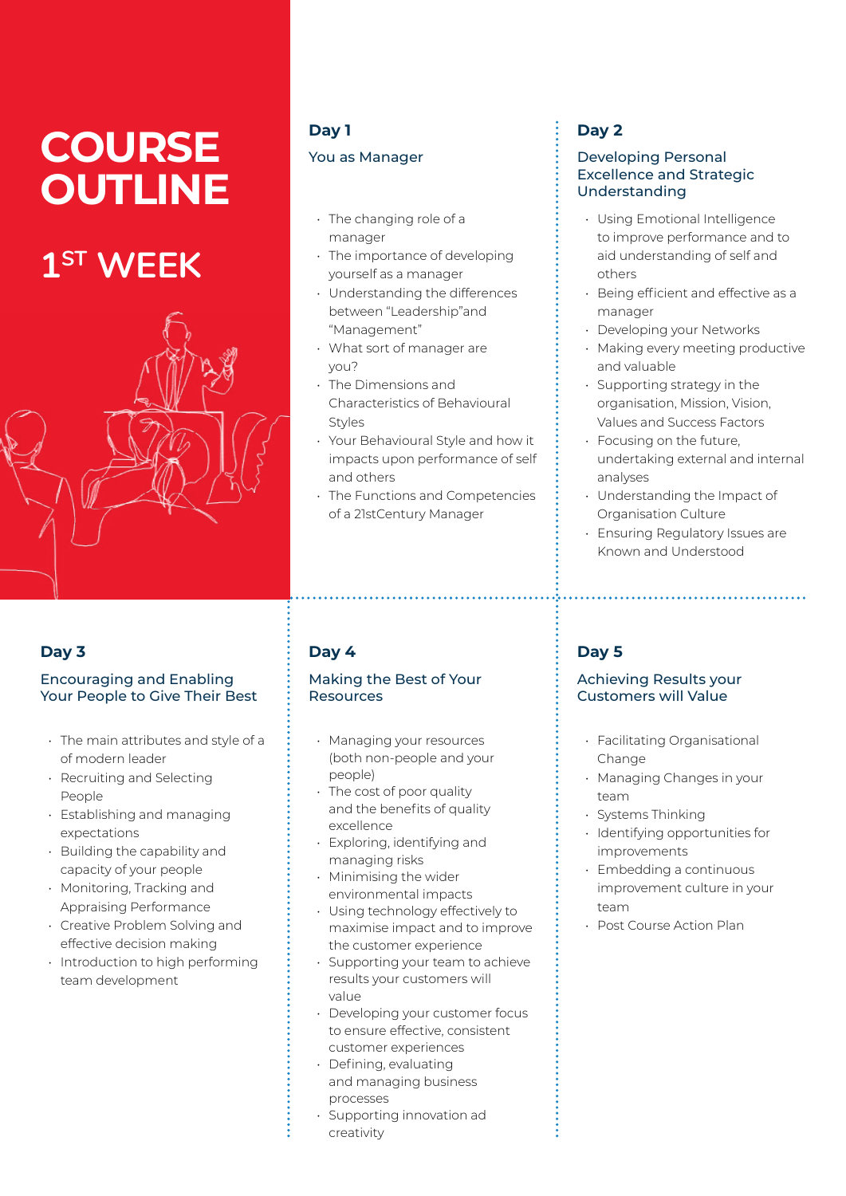# COURSE OUTLINE

## 1ST WEEK

### Day 1

You as Manager

- The changing role of a manager
- The importance of developing yourself as a manager
- Understanding the differences between "Leadership"and "Management"
- What sort of manager are you?
- The Dimensions and Characteristics of Behavioural Styles
- Your Behavioural Style and how it impacts upon performance of self and others
- The Functions and Competencies of a 21stCentury Manager

### Day 2

Developing Personal Excellence and Strategic Understanding

- Using Emotional Intelligence to improve performance and to aid understanding of self and others
- Being efficient and effective as a manager
- Developing your Networks
- Making every meeting productive and valuable
- Supporting strategy in the organisation, Mission, Vision, Values and Success Factors
- Focusing on the future, undertaking external and internal analyses
- Understanding the Impact of Organisation Culture
- Ensuring Regulatory Issues are Known and Understood

### Day 3

Encouraging and Enabling Your People to Give Their Best

- The main attributes and style of a of modern leader
- Recruiting and Selecting People
- Establishing and managing expectations
- Building the capability and capacity of your people
- Monitoring, Tracking and Appraising Performance
- Creative Problem Solving and effective decision making
- Introduction to high performing team development

### Day 4

Making the Best of Your Resources

- Managing your resources (both non-people and your people)
- The cost of poor quality and the benefits of quality excellence
- Exploring, identifying and managing risks
- Minimising the wider environmental impacts
- Using technology effectively to maximise impact and to improve the customer experience
- Supporting your team to achieve results your customers will value
- Developing your customer focus to ensure effective, consistent customer experiences
- Defining, evaluating and managing business processes
- Supporting innovation ad creativity

### Day 5

Achieving Results your Customers will Value

- Facilitating Organisational Change
- Managing Changes in your team
- Systems Thinking
- Identifying opportunities for improvements
- Embedding a continuous improvement culture in your team
- Post Course Action Plan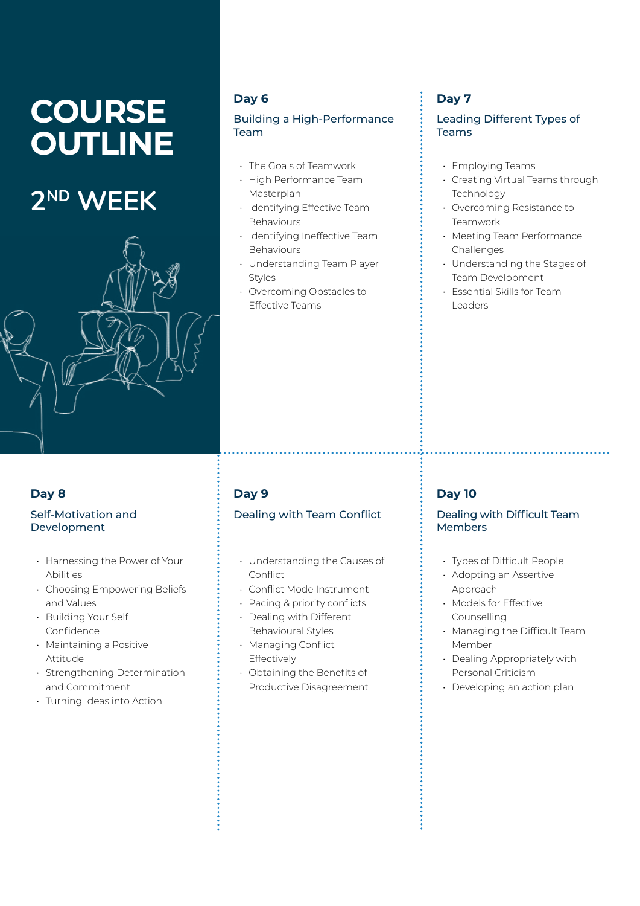# COURSE OUTLINE

## 2ND WEEK

### Day 6

#### Building a High-Performance Team

- The Goals of Teamwork
- High Performance Team Masterplan
- Identifying Effective Team Behaviours
- Identifying Ineffective Team Behaviours
- Understanding Team Player Styles
- Overcoming Obstacles to Effective Teams

### Day 7

#### Leading Different Types of Teams

- Employing Teams
- Creating Virtual Teams through Technology
- Overcoming Resistance to Teamwork
- Meeting Team Performance Challenges
- Understanding the Stages of Team Development
- Essential Skills for Team Leaders

### Day 8

#### Self-Motivation and Development

- Harnessing the Power of Your Abilities
- Choosing Empowering Beliefs and Values
- Building Your Self Confidence
- Maintaining a Positive Attitude
- Strengthening Determination and Commitment
- Turning Ideas into Action

### Day 9

#### Dealing with Team Conflict

- Understanding the Causes of Conflict
- Conflict Mode Instrument
- Pacing & priority conflicts
- Dealing with Different Behavioural Styles
- Managing Conflict Effectively
- Obtaining the Benefits of Productive Disagreement

### Day 10

#### Dealing with Difficult Team Members

- Types of Difficult People
- Adopting an Assertive Approach
- Models for Effective Counselling
- Managing the Difficult Team Member
- Dealing Appropriately with Personal Criticism
- Developing an action plan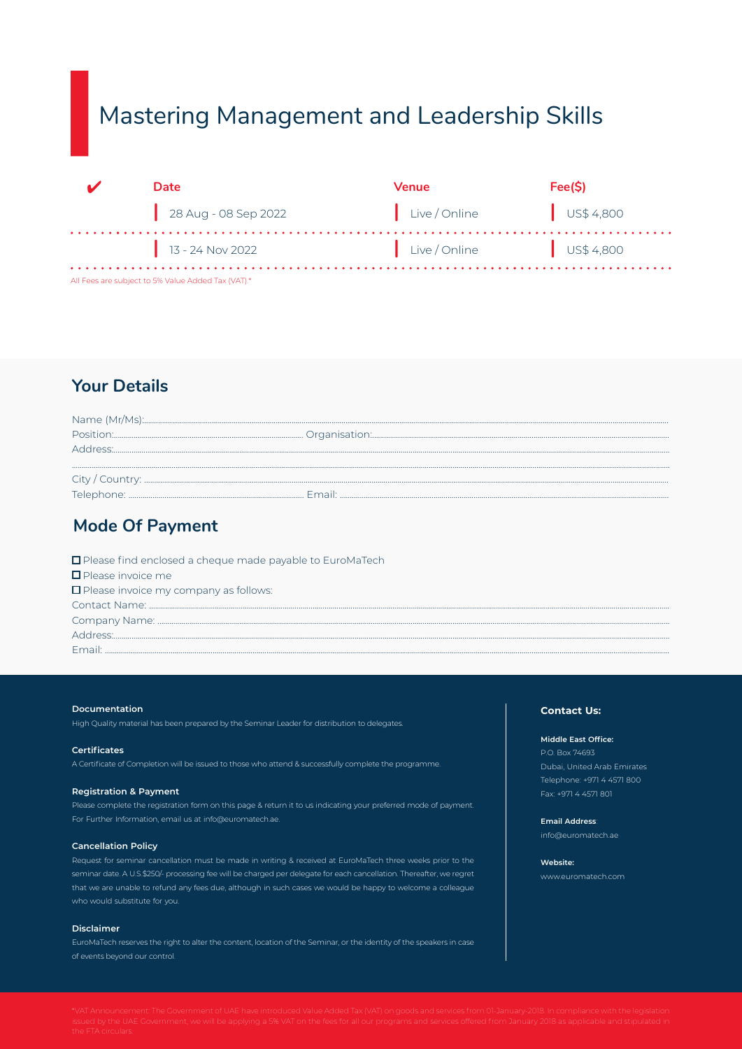# Mastering Management and Leadership Skills

| ✔ | Date | Venue | Fee($) |
|---|---|---|---|
| | 28 Aug - 08 Sep 2022 | Live / Online | US$ 4,800 |
| | 13 - 24 Nov 2022 | Live / Online | US$ 4,800 |

All Fees are subject to 5% Value Added Tax (VAT).*

## Your Details

Name (Mr/Ms):.......................................................................................................

Position:....................................................... Organisation:.......................................................

Address:.......................................................................................................

.......................................................................................................

City / Country: .......................................................................................................

Telephone: ....................................................... Email: .......................................................

## Mode Of Payment

☐ Please find enclosed a cheque made payable to EuroMaTech

☐ Please invoice me

☐ Please invoice my company as follows:

Contact Name: .......................................................................................................

Company Name: .......................................................................................................

Address:.......................................................................................................

Email: .......................................................................................................

**Documentation**

High Quality material has been prepared by the Seminar Leader for distribution to delegates.

**Certificates**

A Certificate of Completion will be issued to those who attend & successfully complete the programme.

**Registration & Payment**

Please complete the registration form on this page & return it to us indicating your preferred mode of payment. For Further Information, email us at info@euromatech.ae.

**Cancellation Policy**

Request for seminar cancellation must be made in writing & received at EuroMaTech three weeks prior to the seminar date. A U.S.$250/- processing fee will be charged per delegate for each cancellation. Thereafter, we regret that we are unable to refund any fees due, although in such cases we would be happy to welcome a colleague who would substitute for you.

**Disclaimer**

EuroMaTech reserves the right to alter the content, location of the Seminar, or the identity of the speakers in case of events beyond our control.

**Contact Us:**

**Middle East Office:**
P.O. Box 74693
Dubai, United Arab Emirates
Telephone: +971 4 4571 800
Fax: +971 4 4571 801

**Email Address**
info@euromatech.ae

**Website:**
www.euromatech.com

*VAT Announcement: The Government of UAE have introduced Value Added Tax (VAT) on goods and services from 01-January-2018. In compliance with the legislation issued by the UAE Government, we will be applying a 5% VAT on the fees for all our programs and services offered from January 2018 as applicable and stipulated in the FTA circulars.